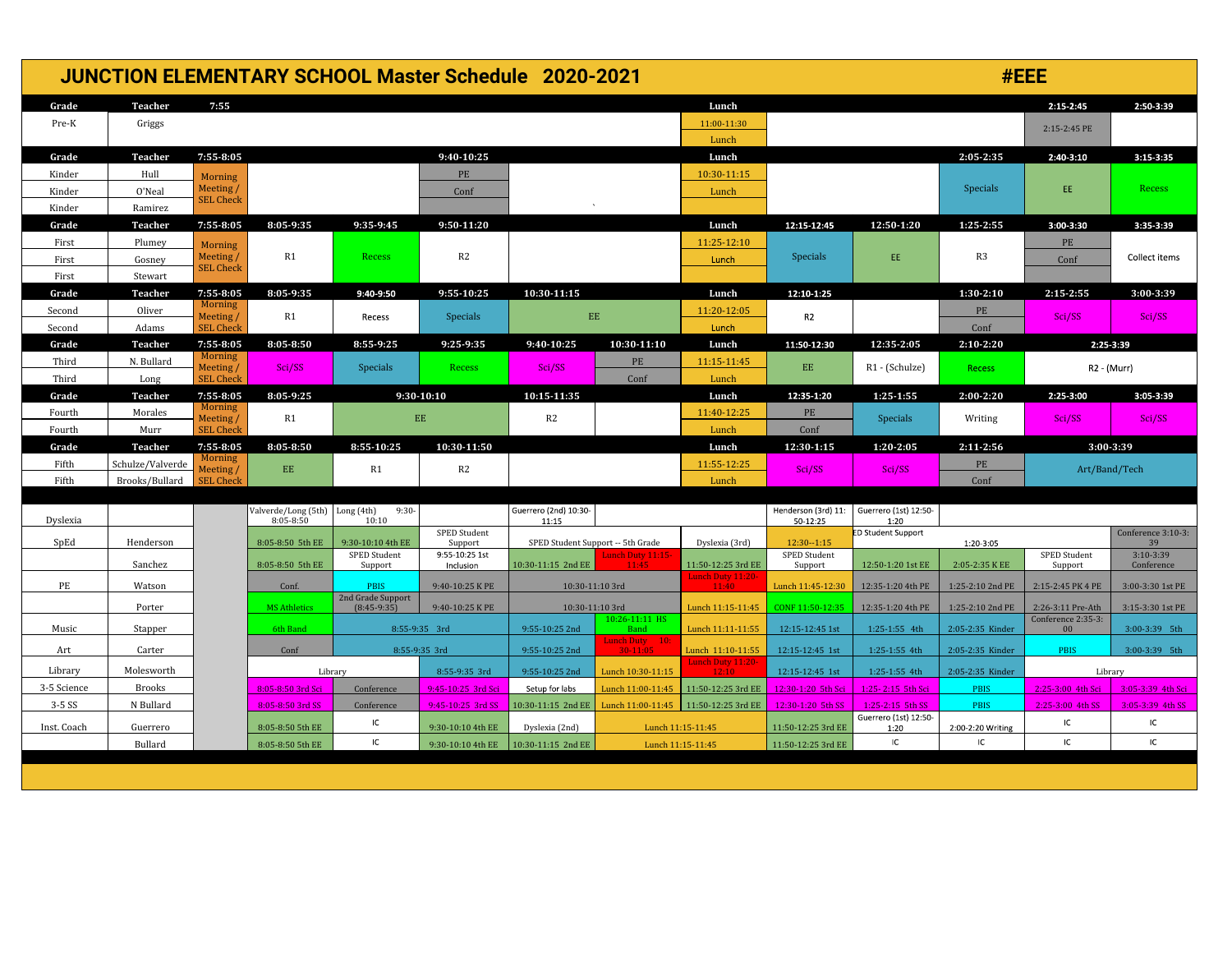# JUNCTION ELEMENTARY SCHOOL Master Schedule 2020-2021

#EEE

| Grade | Teacher | 7:55 | | | | | | Lunch | | | | 2:15-2:45 | 2:50-3:39 |
|---|---|---|---|---|---|---|---|---|---|---|---|---|---|
| Pre-K | Griggs | | | | | | | 11:00-11:30 Lunch | | | | 2:15-2:45 PE | |
| **Grade** | **Teacher** | **7:55-8:05** | | | **9:40-10:25** | | | **Lunch** | | | **2:05-2:35** | **2:40-3:10** | **3:15-3:35** |
| Kinder | Hull | Morning Meeting / SEL Check | | | PE | | | 10:30-11:15 | | | Specials | EE | Recess |
| Kinder | O'Neal | | | | Conf | | ` | Lunch | | | | | |
| Kinder | Ramirez | | | | | | | | | | | | |
| **Grade** | **Teacher** | **7:55-8:05** | **8:05-9:35** | **9:35-9:45** | **9:50-11:20** | | | **Lunch** | **12:15-12:45** | **12:50-1:20** | **1:25-2:55** | **3:00-3:30** | **3:35-3:39** |
| First | Plumey | Morning Meeting / SEL Check | R1 | Recess | R2 | | | 11:25-12:10 | Specials | EE | R3 | PE | Collect items |
| First | Gosney | | | | | | | Lunch | | | | Conf | |
| First | Stewart | | | | | | | | | | | | |
| **Grade** | **Teacher** | **7:55-8:05** | **8:05-9:35** | **9:40-9:50** | **9:55-10:25** | **10:30-11:15** | | **Lunch** | **12:10-1:25** | | **1:30-2:10** | **2:15-2:55** | **3:00-3:39** |
| Second | Oliver | Morning Meeting / SEL Check | R1 | Recess | Specials | EE | | 11:20-12:05 | R2 | | PE | Sci/SS | Sci/SS |
| Second | Adams | | | | | | | Lunch | | | Conf | | |
| **Grade** | **Teacher** | **7:55-8:05** | **8:05-8:50** | **8:55-9:25** | **9:25-9:35** | **9:40-10:25** | **10:30-11:10** | **Lunch** | **11:50-12:30** | **12:35-2:05** | **2:10-2:20** | **2:25-3:39** | |
| Third | N. Bullard | Morning Meeting / SEL Check | Sci/SS | Specials | Recess | Sci/SS | PE | 11:15-11:45 | EE | R1 - (Schulze) | Recess | R2 - (Murr) | |
| Third | Long | | | | | | Conf | Lunch | | | | | |
| **Grade** | **Teacher** | **7:55-8:05** | **8:05-9:25** | **9:30-10:10** | | **10:15-11:35** | | **Lunch** | **12:35-1:20** | **1:25-1:55** | **2:00-2:20** | **2:25-3:00** | **3:05-3:39** |
| Fourth | Morales | Morning Meeting / SEL Check | R1 | EE | | R2 | | 11:40-12:25 | PE | Specials | Writing | Sci/SS | Sci/SS |
| Fourth | Murr | | | | | | | Lunch | Conf | | | | |
| **Grade** | **Teacher** | **7:55-8:05** | **8:05-8:50** | **8:55-10:25** | **10:30-11:50** | | | **Lunch** | **12:30-1:15** | **1:20-2:05** | **2:11-2:56** | **3:00-3:39** | |
| Fifth | Schulze/Valverde | Morning Meeting / SEL Check | EE | R1 | R2 | | | 11:55-12:25 | Sci/SS | Sci/SS | PE | Art/Band/Tech | |
| Fifth | Brooks/Bullard | | | | | | | Lunch | | | Conf | | |
| | | | | | | | | | | | | | |
| Dyslexia | | | Valverde/Long (5th) 8:05-8:50 | Long (4th) 9:30-10:10 | | Guerrero (2nd) 10:30-11:15 | | | Henderson (3rd) 11:50-12:25 | Guerrero (1st) 12:50-1:20 | | | |
| SpEd | Henderson | | 8:05-8:50 5th EE | 9:30-10:10 4th EE | SPED Student Support | SPED Student Support -- 5th Grade | | Dyslexia (3rd) | 12:30--1:15 | ED Student Support | 1:20-3:05 | | Conference 3:10-3:39 |
| | Sanchez | | 8:05-8:50 5th EE | SPED Student Support | 9:55-10:25 1st Inclusion | 10:30-11:15 2nd EE | Lunch Duty 11:15-11:45 | 11:50-12:25 3rd EE | SPED Student Support | 12:50-1:20 1st EE | 2:05-2:35 K EE | SPED Student Support | 3:10-3:39 Conference |
| PE | Watson | | Conf. | PBIS | 9:40-10:25 K PE | 10:30-11:10 3rd | | Lunch Duty 11:20-11:40 | Lunch 11:45-12:30 | 12:35-1:20 4th PE | 1:25-2:10 2nd PE | 2:15-2:45 PK 4 PE | 3:00-3:30 1st PE |
| | Porter | | MS Athletics | 2nd Grade Support (8:45-9:35) | 9:40-10:25 K PE | 10:30-11:10 3rd | | Lunch 11:15-11:45 | CONF 11:50-12:35 | 12:35-1:20 4th PE | 1:25-2:10 2nd PE | 2:26-3:11 Pre-Ath | 3:15-3:30 1st PE |
| Music | Stapper | | 6th Band | 8:55-9:35 3rd | | 9:55-10:25 2nd | 10:26-11:11 HS Band | Lunch 11:11-11:55 | 12:15-12:45 1st | 1:25-1:55 4th | 2:05-2:35 Kinder | Conference 2:35-3:00 | 3:00-3:39 5th |
| Art | Carter | | Conf | 8:55-9:35 3rd | | 9:55-10:25 2nd | Lunch Duty 10:30-11:05 | Lunch 11:10-11:55 | 12:15-12:45 1st | 1:25-1:55 4th | 2:05-2:35 Kinder | PBIS | 3:00-3:39 5th |
| Library | Molesworth | | Library | | 8:55-9:35 3rd | 9:55-10:25 2nd | Lunch 10:30-11:15 | Lunch Duty 11:20-12:10 | 12:15-12:45 1st | 1:25-1:55 4th | 2:05-2:35 Kinder | Library | |
| 3-5 Science | Brooks | | 8:05-8:50 3rd Sci | Conference | 9:45-10:25 3rd Sci | Setup for labs | Lunch 11:00-11:45 | 11:50-12:25 3rd EE | 12:30-1:20 5th Sci | 1:25- 2:15 5th Sci | PBIS | 2:25-3:00 4th Sci | 3:05-3:39 4th Sci |
| 3-5 SS | N Bullard | | 8:05-8:50 3rd SS | Conference | 9:45-10:25 3rd SS | 10:30-11:15 2nd EE | Lunch 11:00-11:45 | 11:50-12:25 3rd EE | 12:30-1:20 5th SS | 1:25-2:15 5th SS | PBIS | 2:25-3:00 4th SS | 3:05-3:39 4th SS |
| Inst. Coach | Guerrero | | 8:05-8:50 5th EE | IC | 9:30-10:10 4th EE | Dyslexia (2nd) | Lunch 11:15-11:45 | | 11:50-12:25 3rd EE | Guerrero (1st) 12:50-1:20 | 2:00-2:20 Writing | IC | IC |
| | Bullard | | 8:05-8:50 5th EE | IC | 9:30-10:10 4th EE | 10:30-11:15 2nd EE | Lunch 11:15-11:45 | | 11:50-12:25 3rd EE | IC | IC | IC | IC |